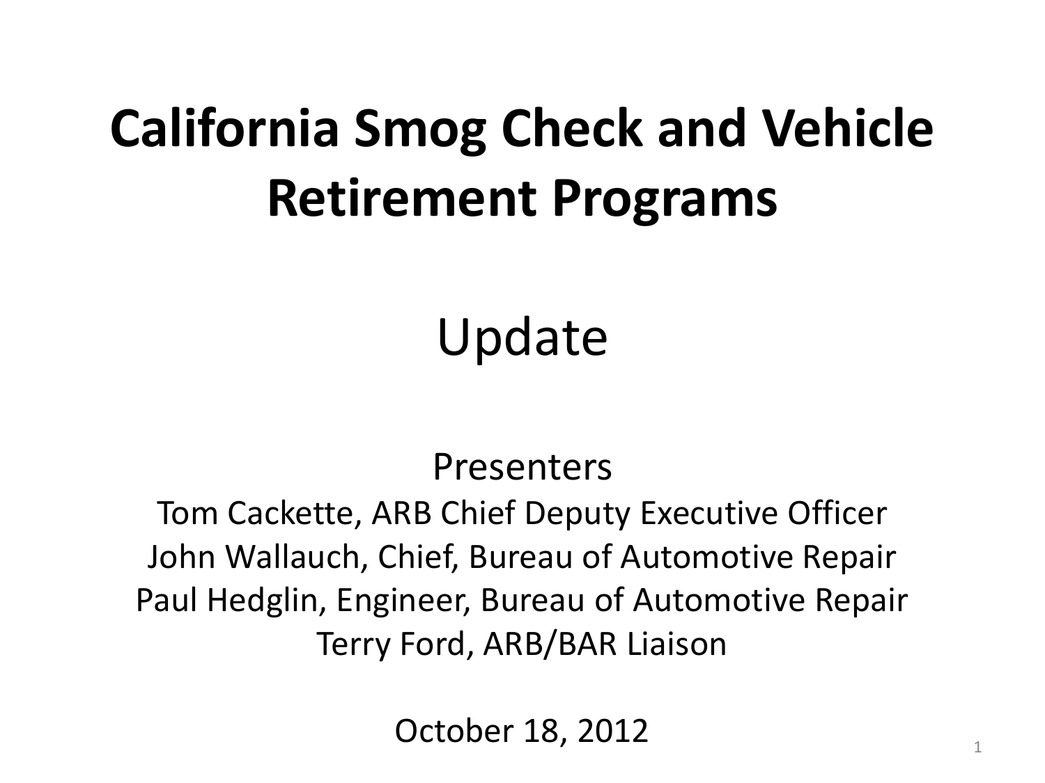# California Smog Check and Vehicle Retirement Programs

Update

Presenters

Tom Cackette, ARB Chief Deputy Executive Officer
John Wallauch, Chief, Bureau of Automotive Repair
Paul Hedglin, Engineer, Bureau of Automotive Repair
Terry Ford, ARB/BAR Liaison

October 18, 2012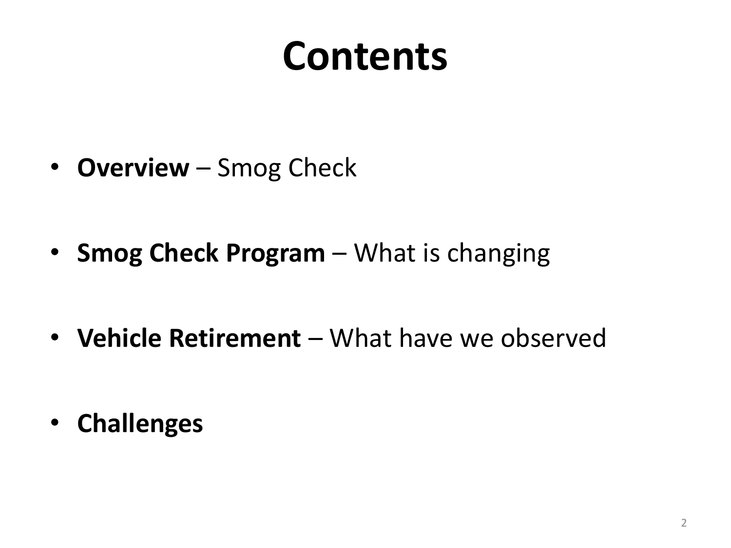# Contents

- **Overview** – Smog Check
- **Smog Check Program** – What is changing
- **Vehicle Retirement** – What have we observed
- **Challenges**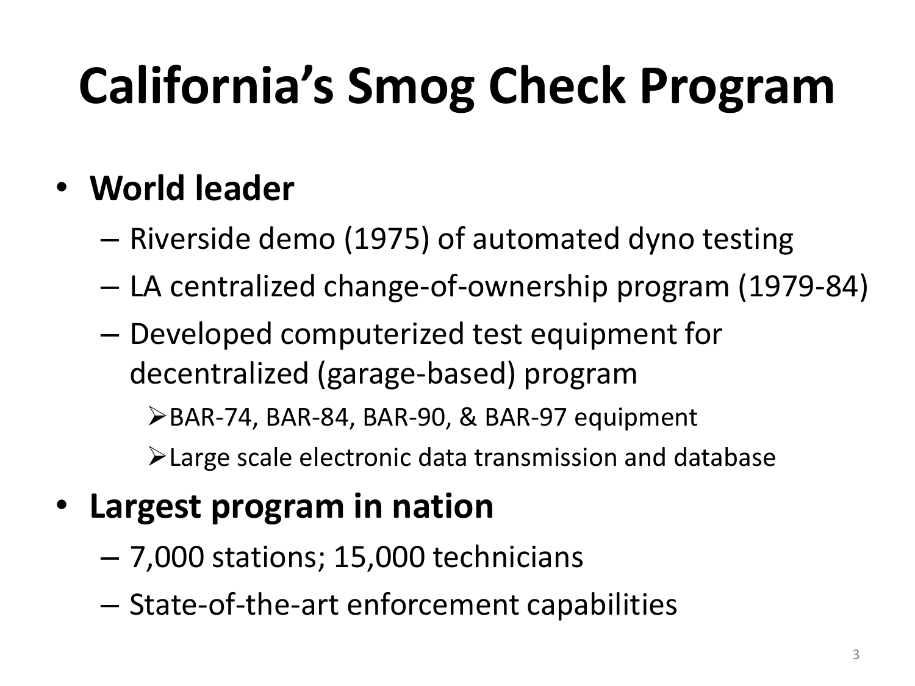# California's Smog Check Program

- **World leader**
  - Riverside demo (1975) of automated dyno testing
  - LA centralized change-of-ownership program (1979-84)
  - Developed computerized test equipment for decentralized (garage-based) program
    - BAR-74, BAR-84, BAR-90, & BAR-97 equipment
    - Large scale electronic data transmission and database
- **Largest program in nation**
  - 7,000 stations; 15,000 technicians
  - State-of-the-art enforcement capabilities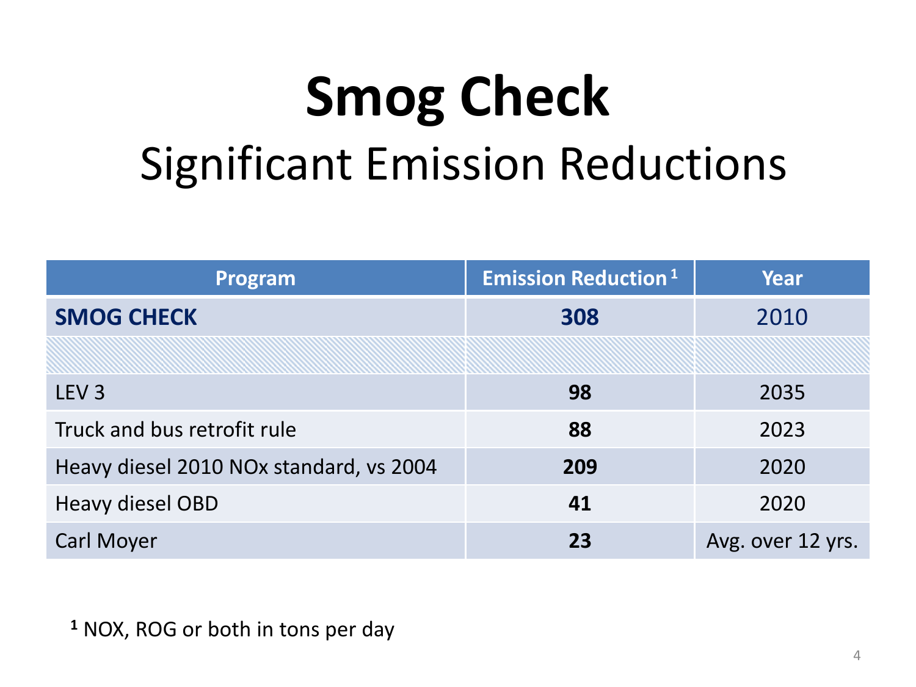# Smog Check

## Significant Emission Reductions

| Program | Emission Reduction [1] | Year |
|---|---|---|
| **SMOG CHECK** | **308** | 2010 |
| | | |
| LEV 3 | **98** | 2035 |
| Truck and bus retrofit rule | **88** | 2023 |
| Heavy diesel 2010 NOx standard, vs 2004 | **209** | 2020 |
| Heavy diesel OBD | **41** | 2020 |
| Carl Moyer | **23** | Avg. over 12 yrs. |

[1] NOX, ROG or both in tons per day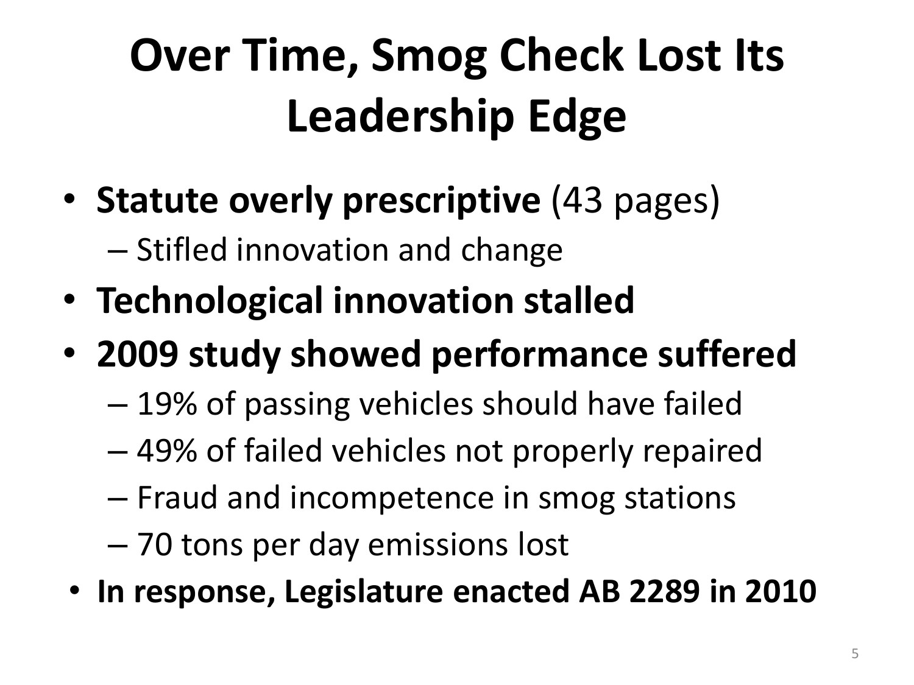# Over Time, Smog Check Lost Its Leadership Edge

- **Statute overly prescriptive** (43 pages)
  - Stifled innovation and change
- **Technological innovation stalled**
- **2009 study showed performance suffered**
  - 19% of passing vehicles should have failed
  - 49% of failed vehicles not properly repaired
  - Fraud and incompetence in smog stations
  - 70 tons per day emissions lost
- **In response, Legislature enacted AB 2289 in 2010**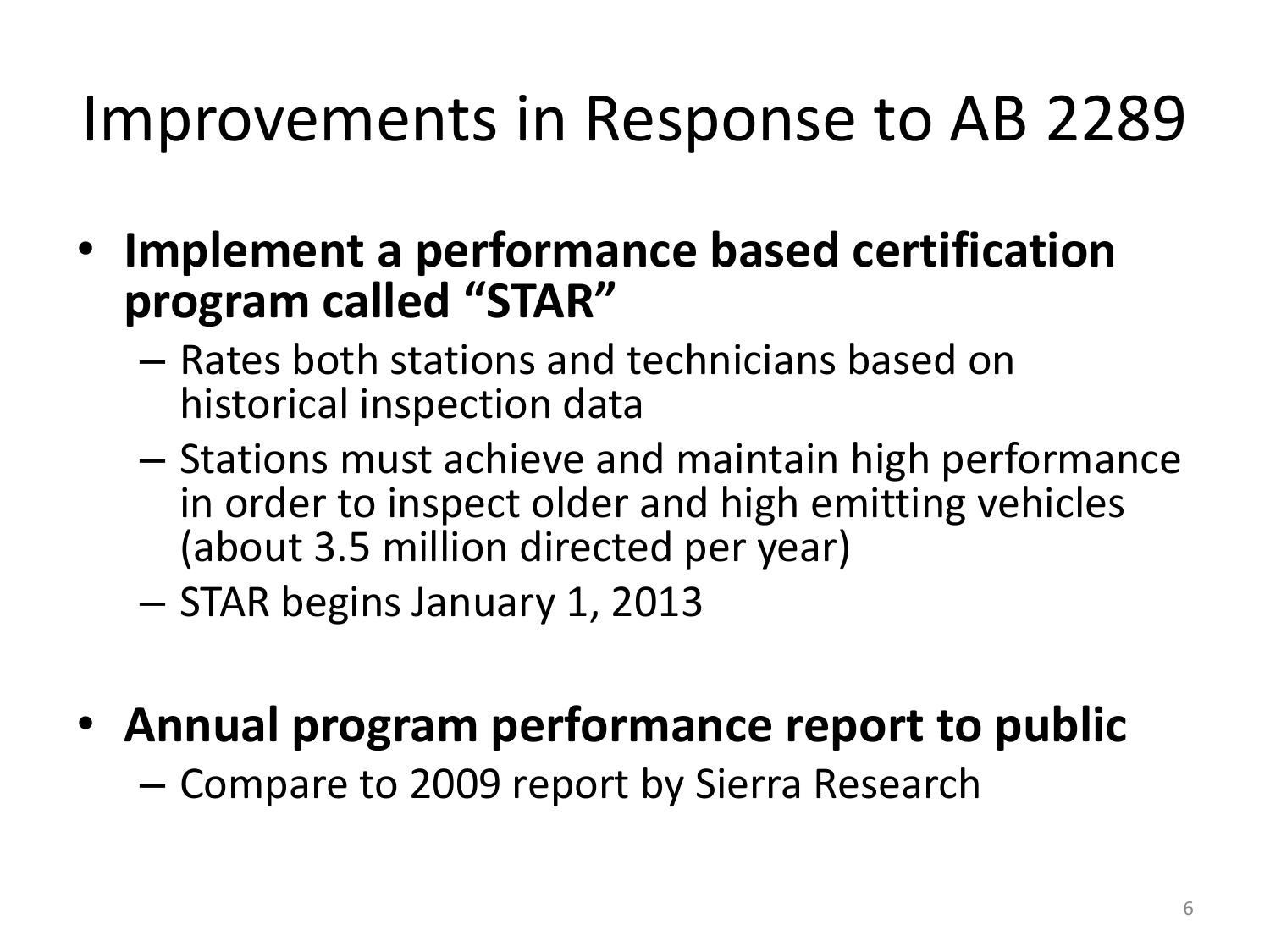# Improvements in Response to AB 2289

- **Implement a performance based certification program called "STAR"**
  - Rates both stations and technicians based on historical inspection data
  - Stations must achieve and maintain high performance in order to inspect older and high emitting vehicles (about 3.5 million directed per year)
  - STAR begins January 1, 2013
- **Annual program performance report to public**
  - Compare to 2009 report by Sierra Research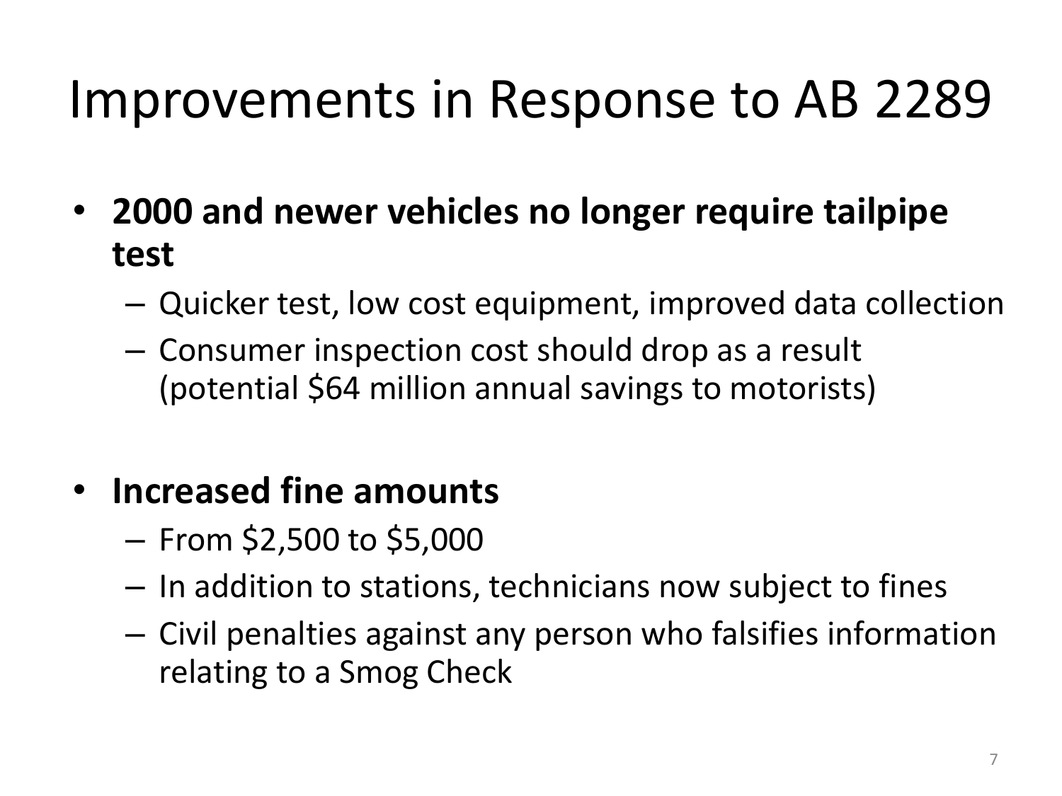# Improvements in Response to AB 2289

- **2000 and newer vehicles no longer require tailpipe test**
  - Quicker test, low cost equipment, improved data collection
  - Consumer inspection cost should drop as a result (potential $64 million annual savings to motorists)

- **Increased fine amounts**
  - From $2,500 to $5,000
  - In addition to stations, technicians now subject to fines
  - Civil penalties against any person who falsifies information relating to a Smog Check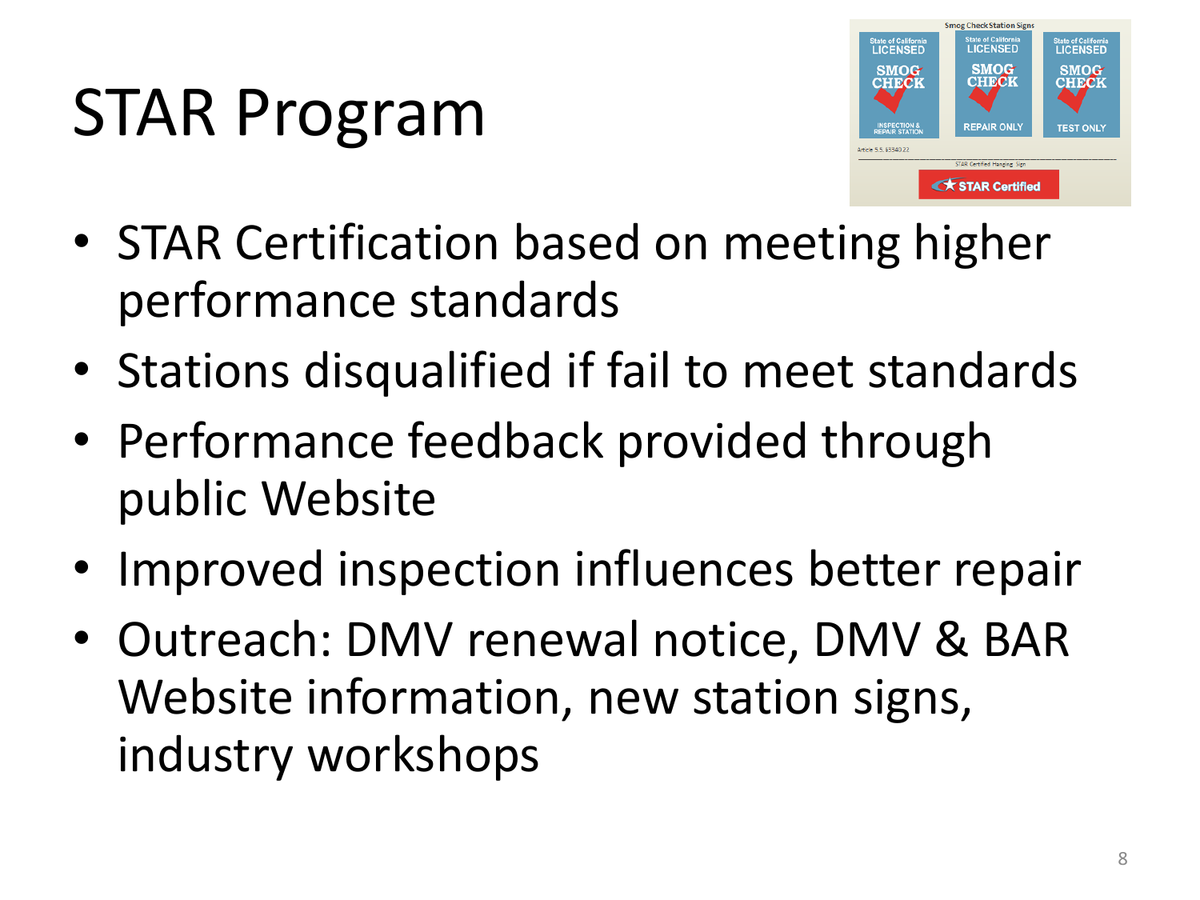# STAR Program

- STAR Certification based on meeting higher performance standards
- Stations disqualified if fail to meet standards
- Performance feedback provided through public Website
- Improved inspection influences better repair
- Outreach: DMV renewal notice, DMV & BAR Website information, new station signs, industry workshops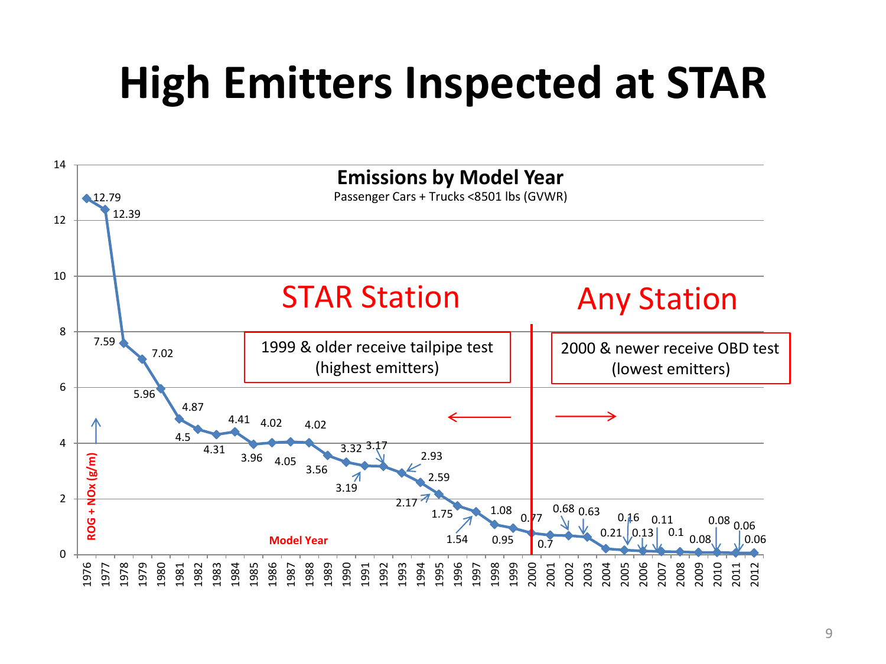# High Emitters Inspected at STAR

**Emissions by Model Year**

Passenger Cars + Trucks <8501 lbs (GVWR)

STAR Station

1999 & older receive tailpipe test (highest emitters)

Any Station

2000 & newer receive OBD test (lowest emitters)

| Model Year | ROG + NOx (g/m) |
|---|---|
| 1976 | 12.79 |
| 1977 | 12.39 |
| 1978 | 7.59 |
| 1979 | 7.02 |
| 1980 | 5.96 |
| 1981 | 4.87 |
| 1982 | 4.5 |
| 1983 | 4.31 |
| 1984 | 4.41 |
| 1985 | 3.96 |
| 1986 | 4.02 |
| 1987 | 4.05 |
| 1988 | 4.02 |
| 1989 | 3.56 |
| 1990 | 3.32 |
| 1991 | 3.19 |
| 1992 | 3.17 |
| 1993 | 2.93 |
| 1994 | 2.59 |
| 1995 | 2.17 |
| 1996 | 1.75 |
| 1997 | 1.54 |
| 1998 | 1.08 |
| 1999 | 0.95 |
| 2000 | 0.77 |
| 2001 | 0.7 |
| 2002 | 0.68 |
| 2003 | 0.63 |
| 2004 | 0.21 |
| 2005 | 0.16 |
| 2006 | 0.13 |
| 2007 | 0.11 |
| 2008 | 0.1 |
| 2009 | 0.08 |
| 2010 | 0.08 |
| 2011 | 0.06 |
| 2012 | 0.06 |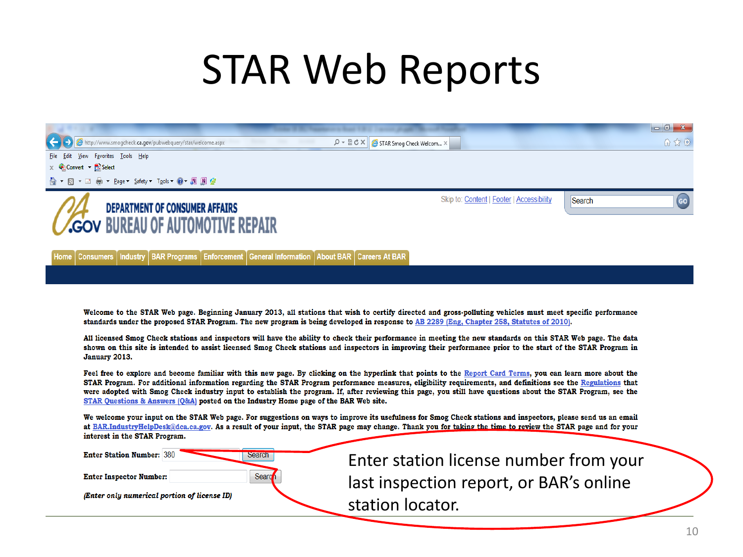# STAR Web Reports

http://www.smogcheck.ca.gov/pubwebquery/star/welcome.aspx

DEPARTMENT OF CONSUMER AFFAIRS
BUREAU OF AUTOMOTIVE REPAIR

Skip to: Content | Footer | Accessibility

Home | Consumers | Industry | BAR Programs | Enforcement | General Information | About BAR | Careers At BAR

Welcome to the STAR Web page. Beginning January 2013, all stations that wish to certify directed and gross-polluting vehicles must meet specific performance standards under the proposed STAR Program. The new program is being developed in response to AB 2289 (Eng, Chapter 258, Statutes of 2010).

All licensed Smog Check stations and inspectors will have the ability to check their performance in meeting the new standards on this STAR Web page. The data shown on this site is intended to assist licensed Smog Check stations and inspectors in improving their performance prior to the start of the STAR Program in January 2013.

Feel free to explore and become familiar with this new page. By clicking on the hyperlink that points to the Report Card Terms, you can learn more about the STAR Program. For additional information regarding the STAR Program performance measures, eligibility requirements, and definitions see the Regulations that were adopted with Smog Check industry input to establish the program. If, after reviewing this page, you still have questions about the STAR Program, see the STAR Questions & Answers (Q&A) posted on the Industry Home page of the BAR Web site.

We welcome your input on the STAR Web page. For suggestions on ways to improve its usefulness for Smog Check stations and inspectors, please send us an email at BAR.IndustryHelpDesk@dca.ca.gov. As a result of your input, the STAR page may change. Thank you for taking the time to review the STAR page and for your interest in the STAR Program.

**Enter Station Number:** 380 [Search]

**Enter Inspector Number:** [Search]

*(Enter only numerical portion of license ID)*

Enter station license number from your last inspection report, or BAR's online station locator.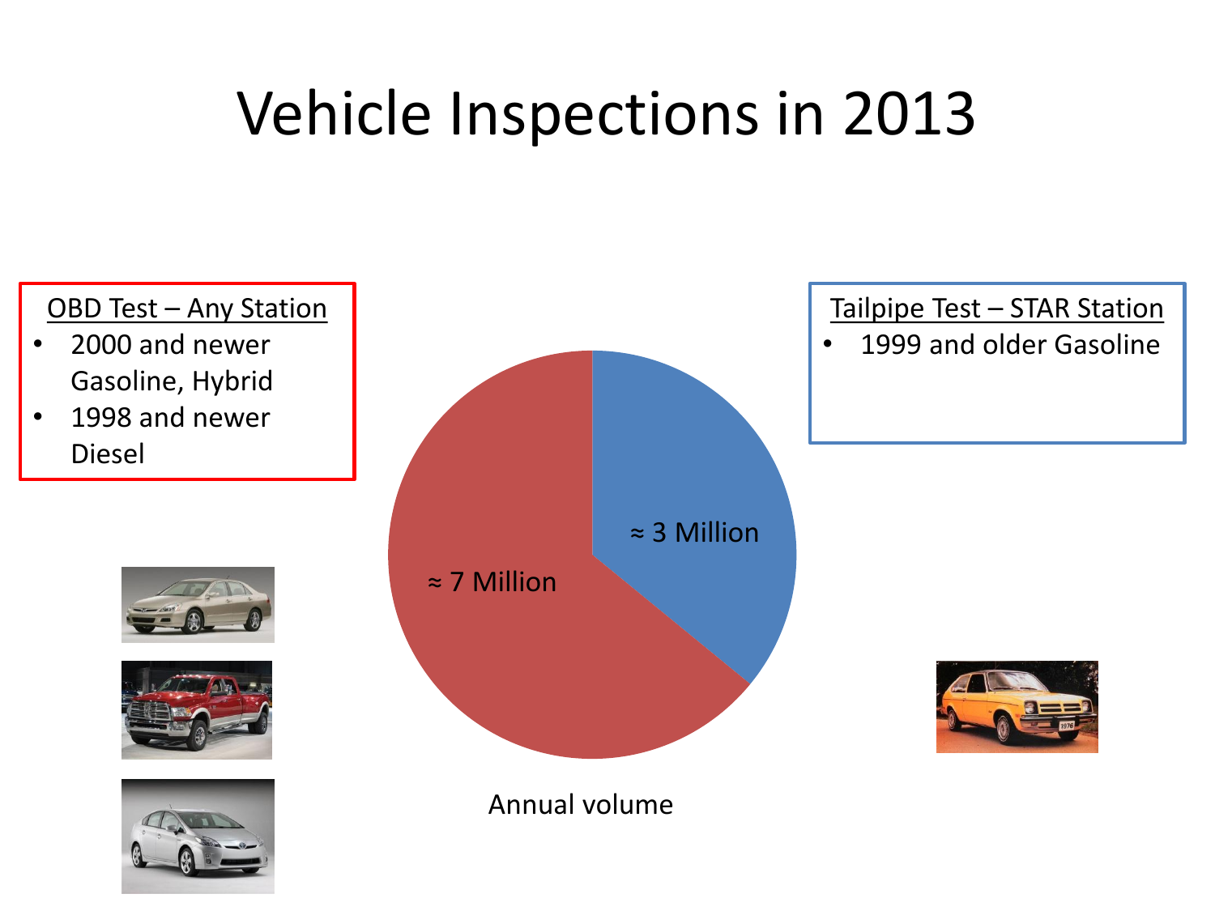# Vehicle Inspections in 2013

**OBD Test – Any Station**

- 2000 and newer Gasoline, Hybrid
- 1998 and newer Diesel

**Tailpipe Test – STAR Station**

- 1999 and older Gasoline

≈ 7 Million

≈ 3 Million

Annual volume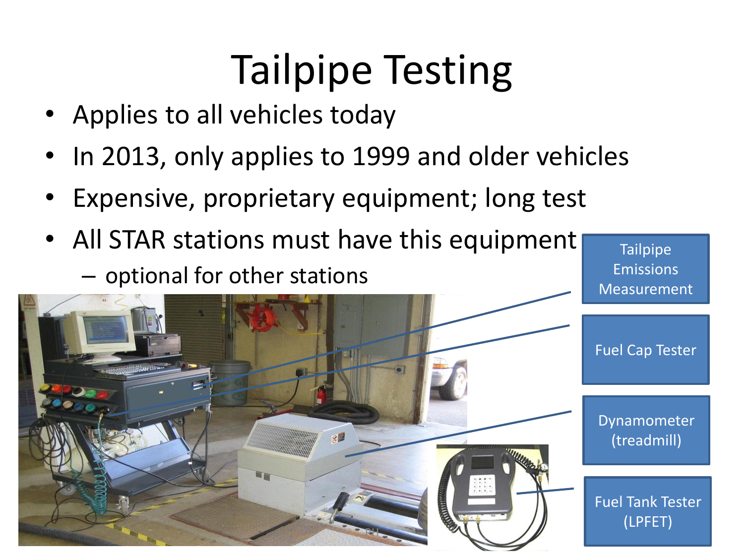# Tailpipe Testing

- Applies to all vehicles today
- In 2013, only applies to 1999 and older vehicles
- Expensive, proprietary equipment; long test
- All STAR stations must have this equipment
  - optional for other stations

Tailpipe Emissions Measurement

Fuel Cap Tester

Dynamometer (treadmill)

Fuel Tank Tester (LPFET)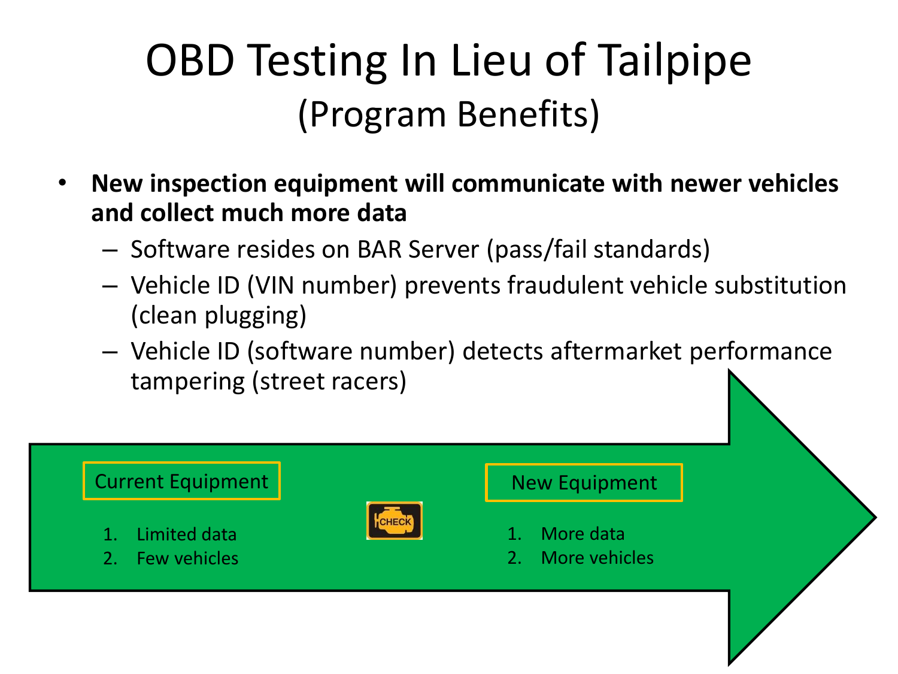# OBD Testing In Lieu of Tailpipe

## (Program Benefits)

- **New inspection equipment will communicate with newer vehicles and collect much more data**
  - Software resides on BAR Server (pass/fail standards)
  - Vehicle ID (VIN number) prevents fraudulent vehicle substitution (clean plugging)
  - Vehicle ID (software number) detects aftermarket performance tampering (street racers)

Current Equipment

1. Limited data
2. Few vehicles

CHECK

New Equipment

1. More data
2. More vehicles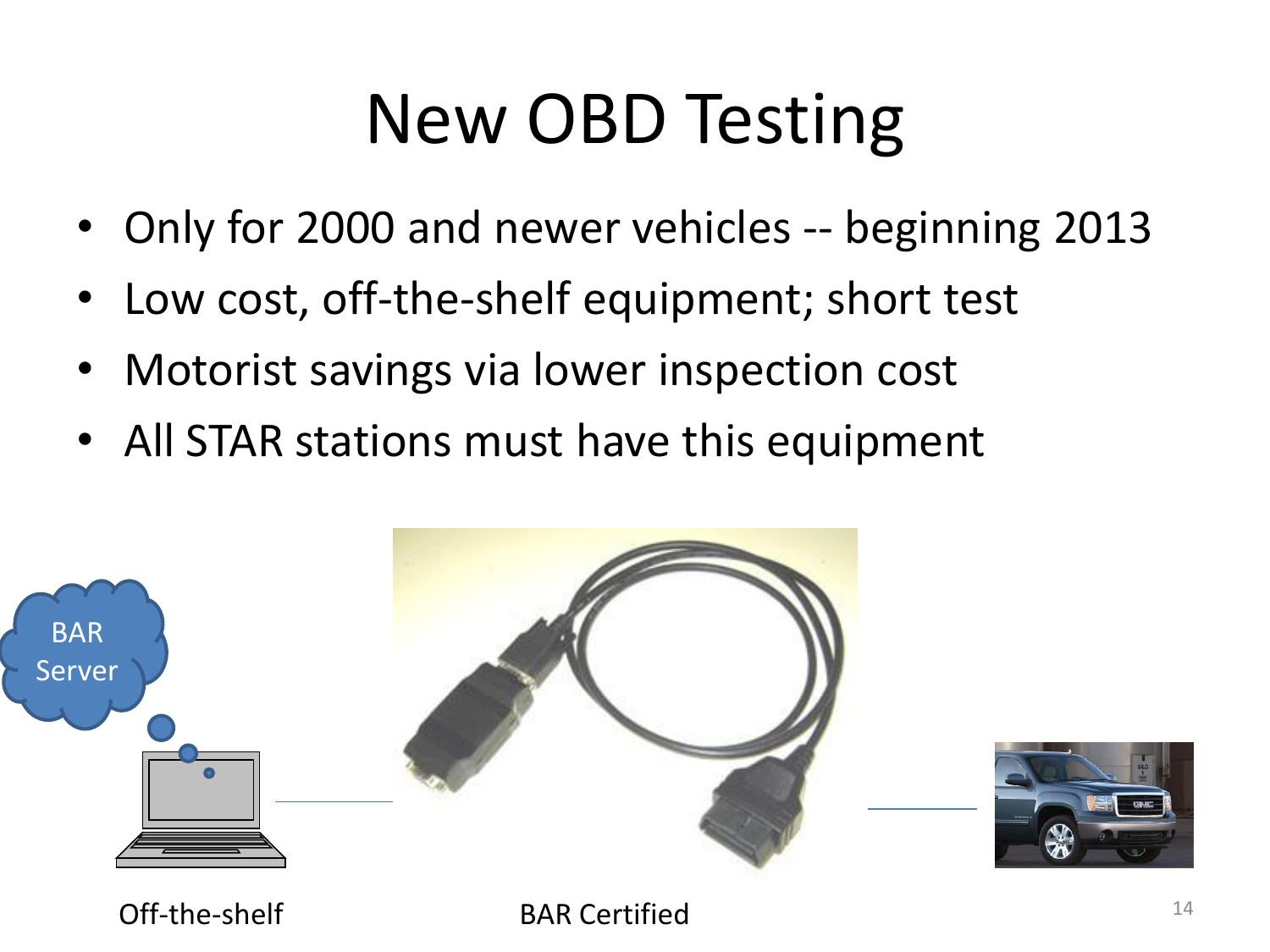# New OBD Testing

- Only for 2000 and newer vehicles -- beginning 2013
- Low cost, off-the-shelf equipment; short test
- Motorist savings via lower inspection cost
- All STAR stations must have this equipment

BAR Server

Off-the-shelf

BAR Certified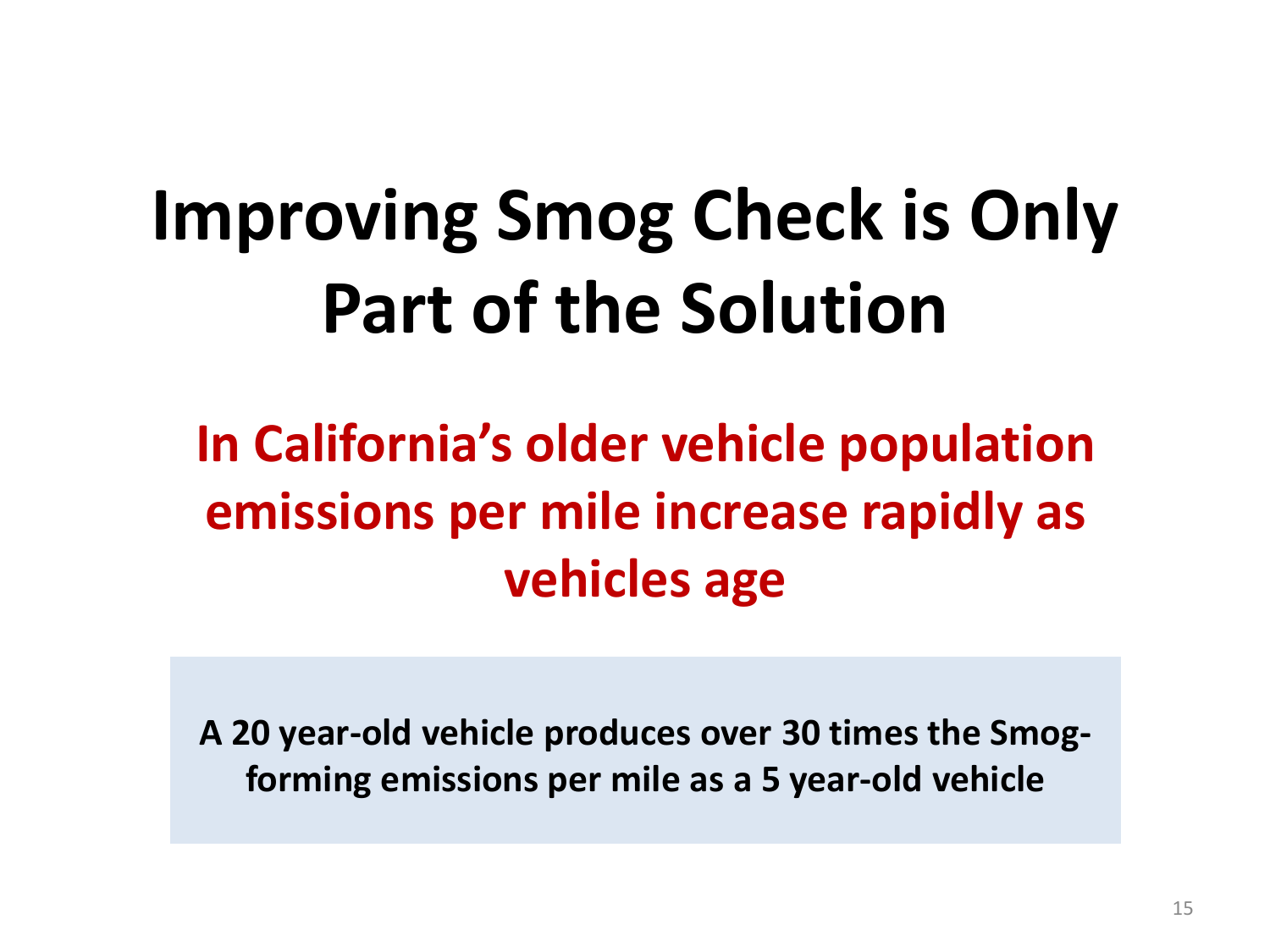# Improving Smog Check is Only Part of the Solution

## In California's older vehicle population emissions per mile increase rapidly as vehicles age

**A 20 year-old vehicle produces over 30 times the Smog-forming emissions per mile as a 5 year-old vehicle**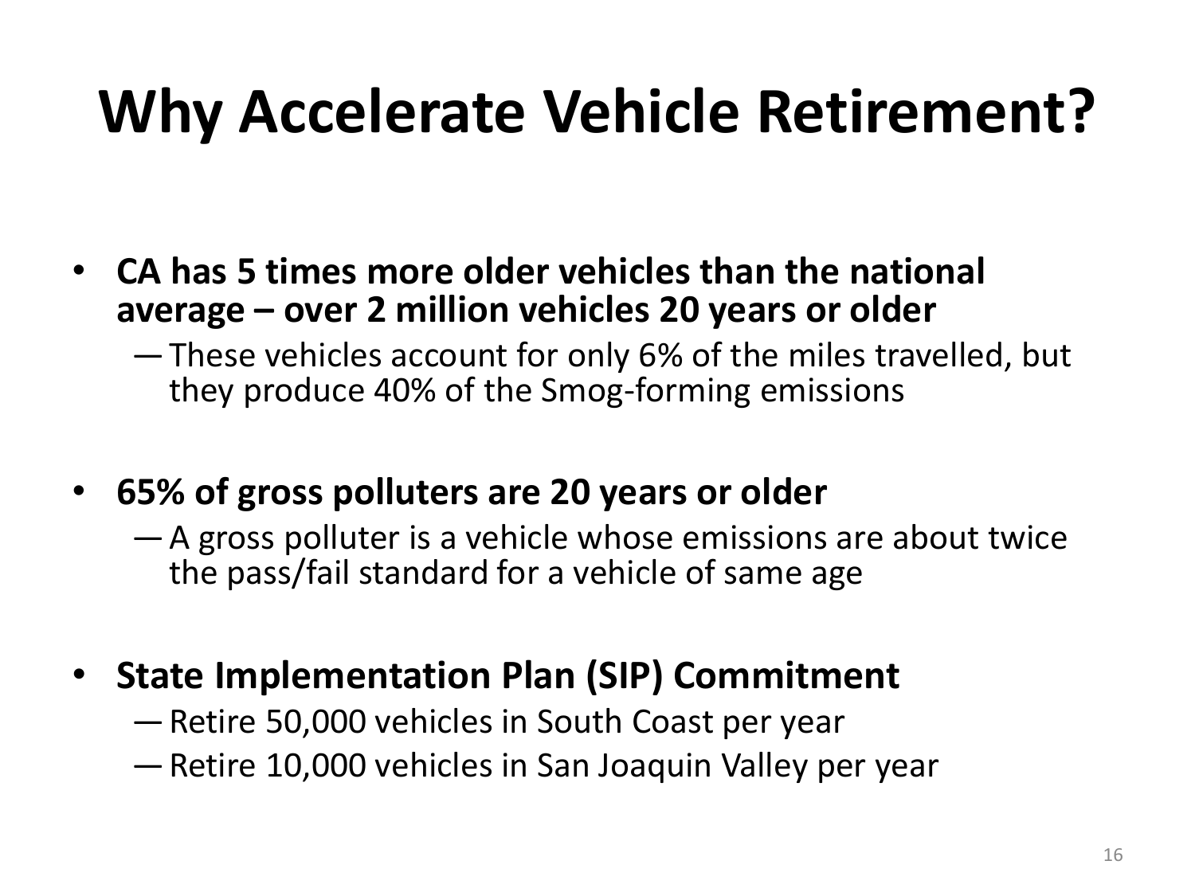# Why Accelerate Vehicle Retirement?

- **CA has 5 times more older vehicles than the national average – over 2 million vehicles 20 years or older**
  - These vehicles account for only 6% of the miles travelled, but they produce 40% of the Smog-forming emissions

- **65% of gross polluters are 20 years or older**
  - A gross polluter is a vehicle whose emissions are about twice the pass/fail standard for a vehicle of same age

- **State Implementation Plan (SIP) Commitment**
  - Retire 50,000 vehicles in South Coast per year
  - Retire 10,000 vehicles in San Joaquin Valley per year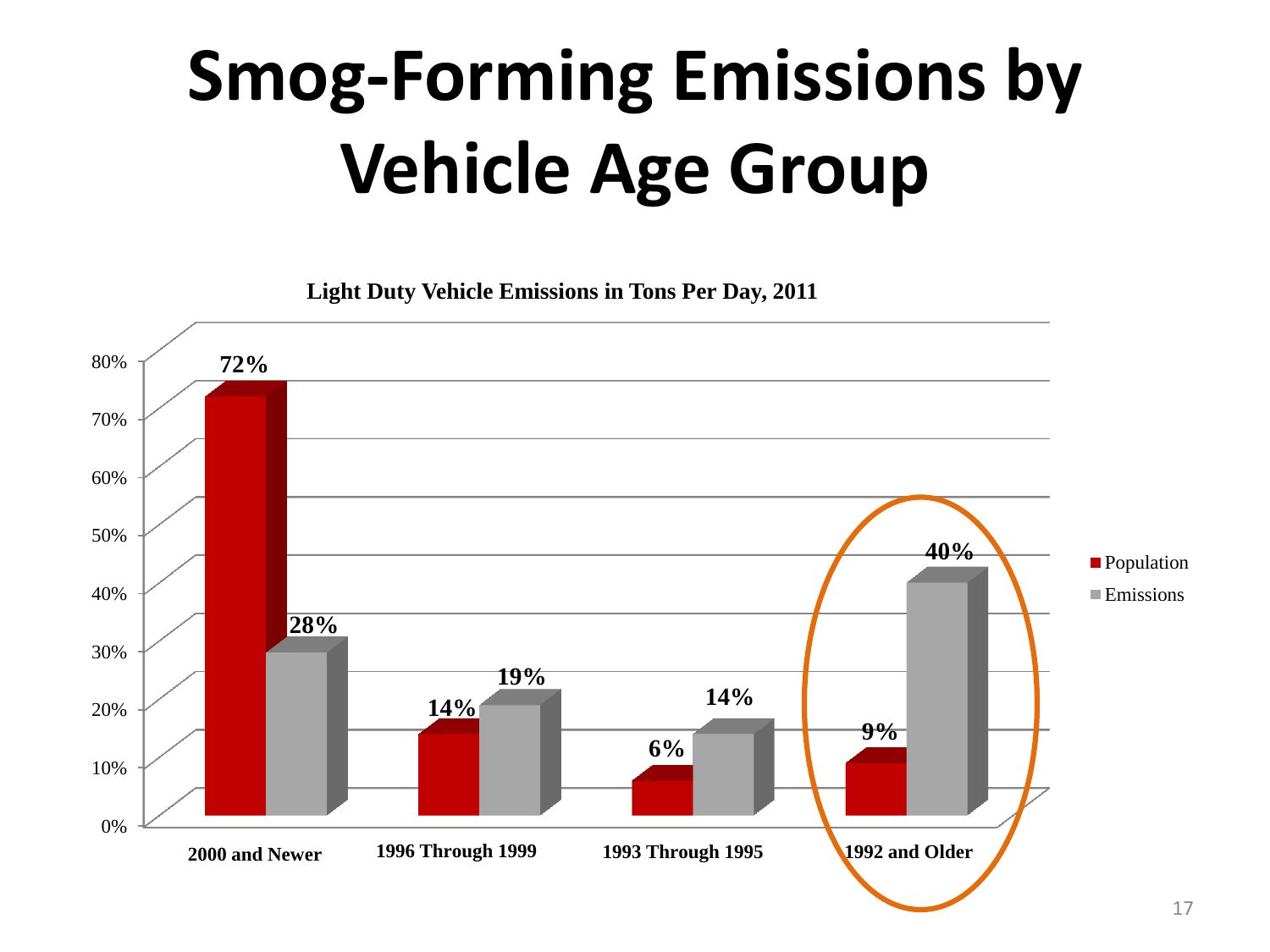# Smog-Forming Emissions by Vehicle Age Group

**Light Duty Vehicle Emissions in Tons Per Day, 2011**

| | Population | Emissions |
|---|---|---|
| 2000 and Newer | 72% | 28% |
| 1996 Through 1999 | 14% | 19% |
| 1993 Through 1995 | 6% | 14% |
| 1992 and Older | 9% | 40% |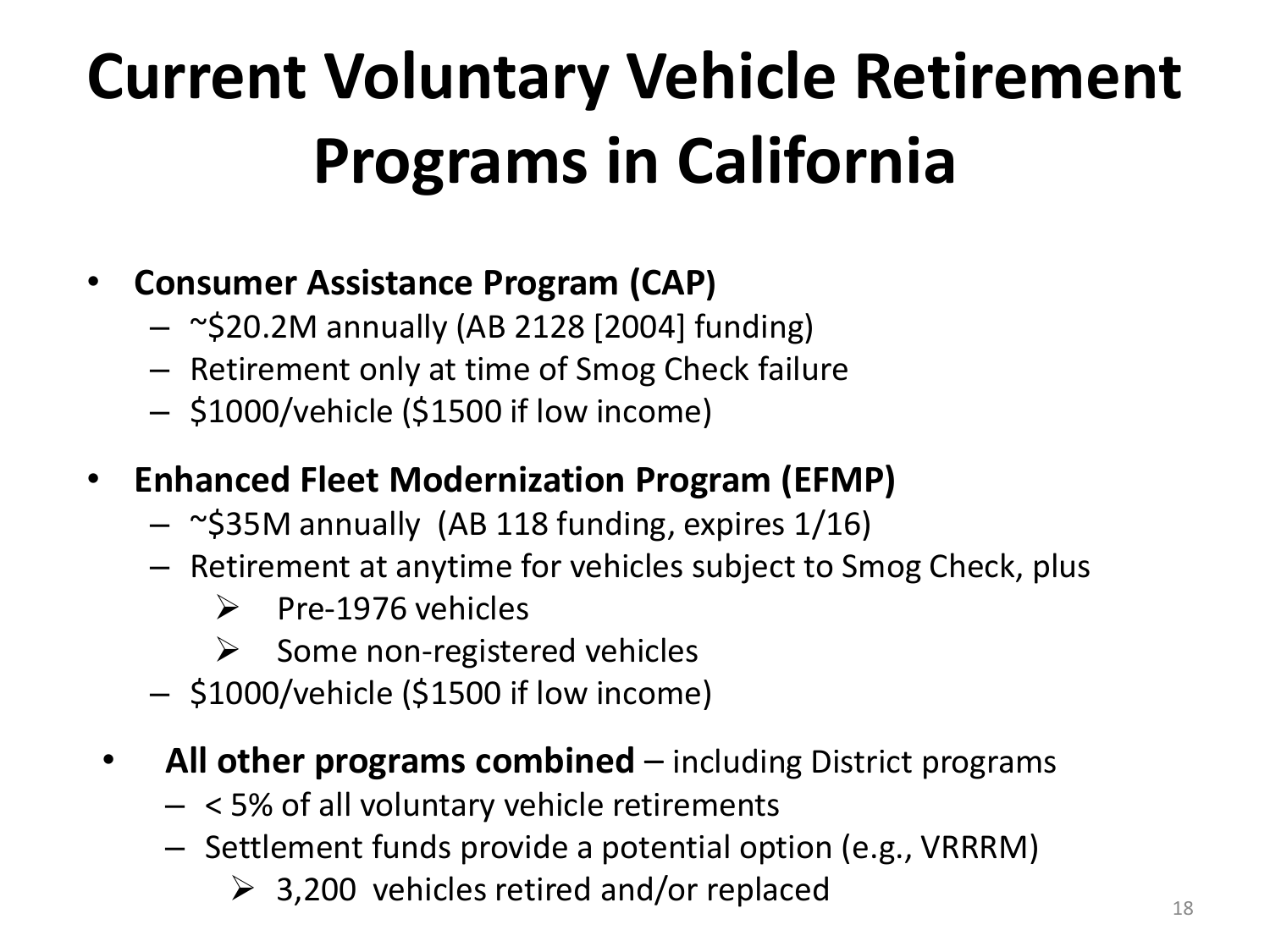# Current Voluntary Vehicle Retirement Programs in California

- **Consumer Assistance Program (CAP)**
  - ~$20.2M annually (AB 2128 [2004] funding)
  - Retirement only at time of Smog Check failure
  - $1000/vehicle ($1500 if low income)
- **Enhanced Fleet Modernization Program (EFMP)**
  - ~$35M annually (AB 118 funding, expires 1/16)
  - Retirement at anytime for vehicles subject to Smog Check, plus
    - Pre-1976 vehicles
    - Some non-registered vehicles
  - $1000/vehicle ($1500 if low income)
- **All other programs combined** – including District programs
  - < 5% of all voluntary vehicle retirements
  - Settlement funds provide a potential option (e.g., VRRRM)
    - 3,200 vehicles retired and/or replaced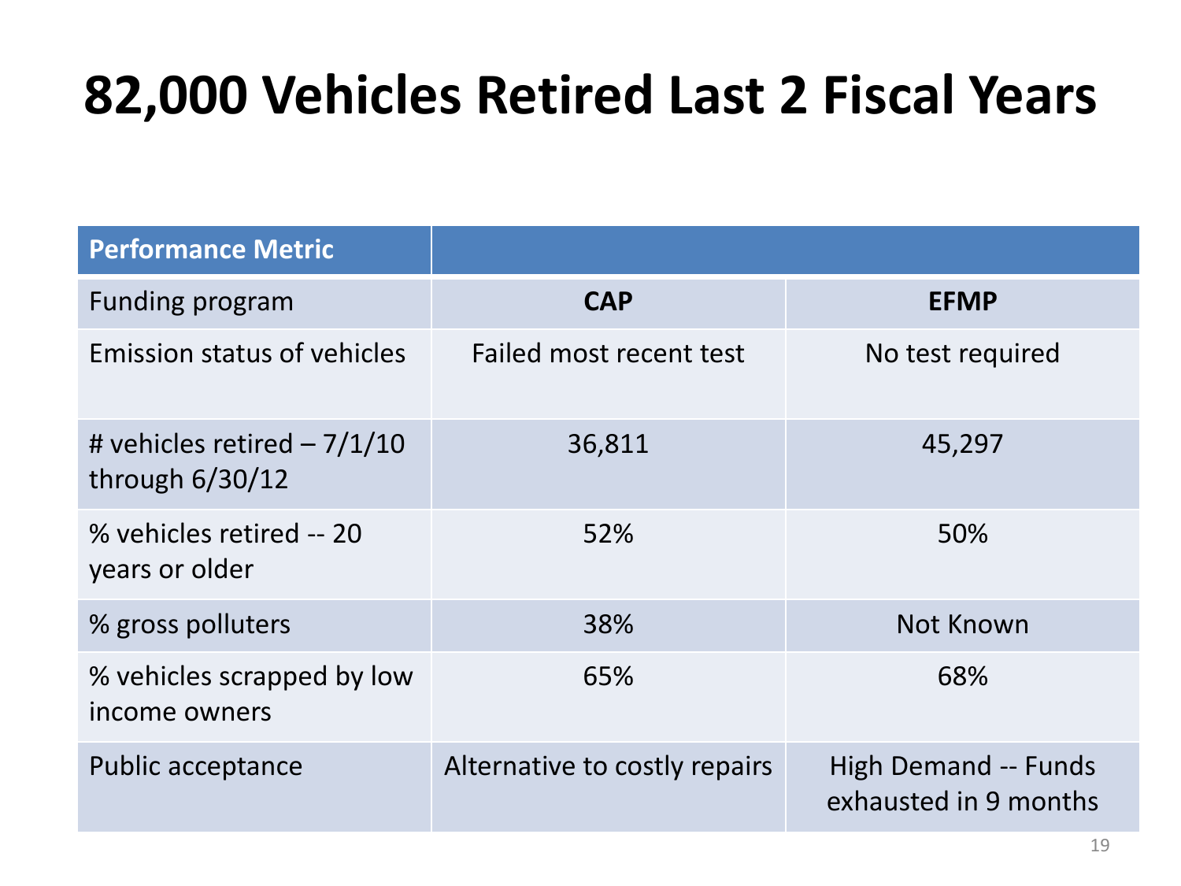# 82,000 Vehicles Retired Last 2 Fiscal Years

| Performance Metric | | |
|---|---|---|
| Funding program | **CAP** | **EFMP** |
| Emission status of vehicles | Failed most recent test | No test required |
| # vehicles retired – 7/1/10 through 6/30/12 | 36,811 | 45,297 |
| % vehicles retired -- 20 years or older | 52% | 50% |
| % gross polluters | 38% | Not Known |
| % vehicles scrapped by low income owners | 65% | 68% |
| Public acceptance | Alternative to costly repairs | High Demand -- Funds exhausted in 9 months |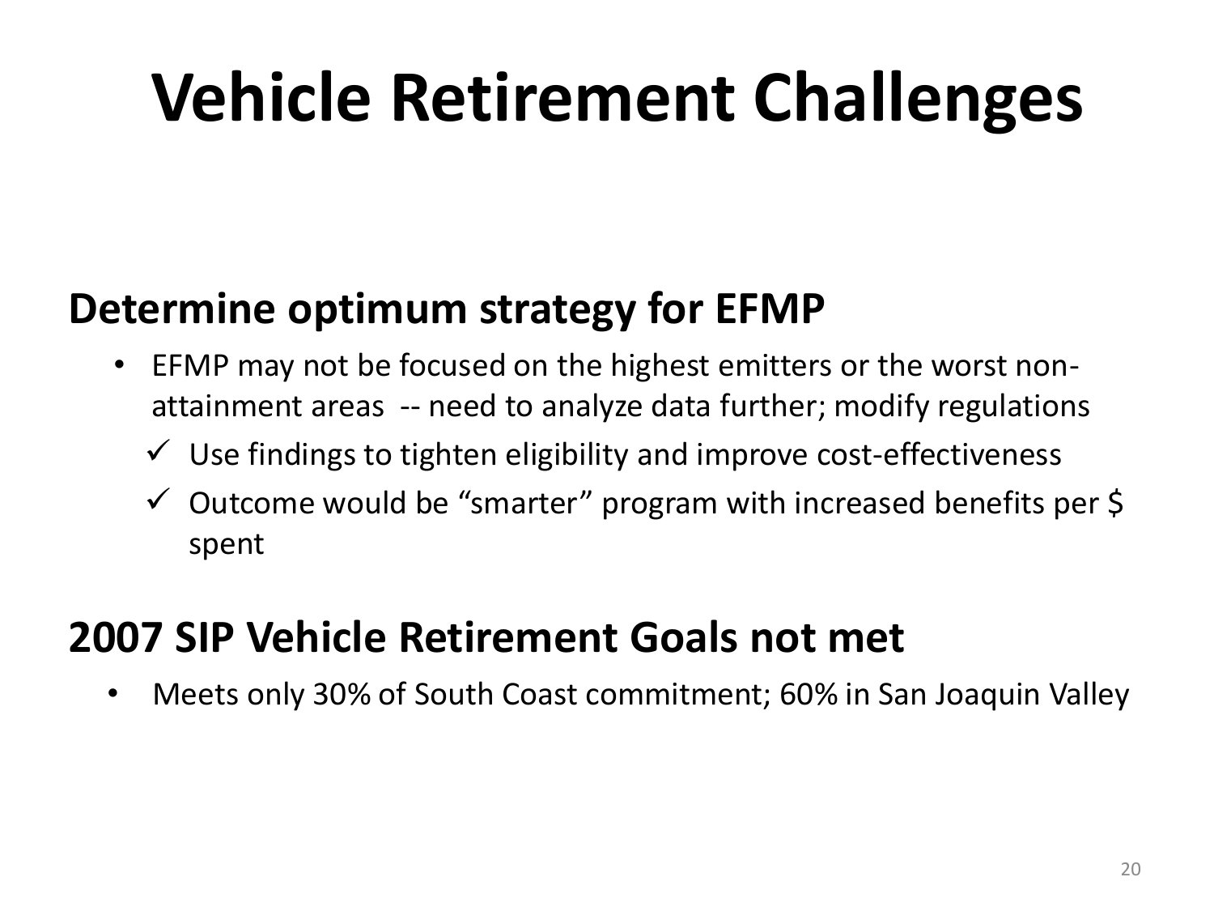# Vehicle Retirement Challenges

## Determine optimum strategy for EFMP

- EFMP may not be focused on the highest emitters or the worst non-attainment areas -- need to analyze data further; modify regulations
  - ✓ Use findings to tighten eligibility and improve cost-effectiveness
  - ✓ Outcome would be “smarter” program with increased benefits per $ spent

## 2007 SIP Vehicle Retirement Goals not met

- Meets only 30% of South Coast commitment; 60% in San Joaquin Valley